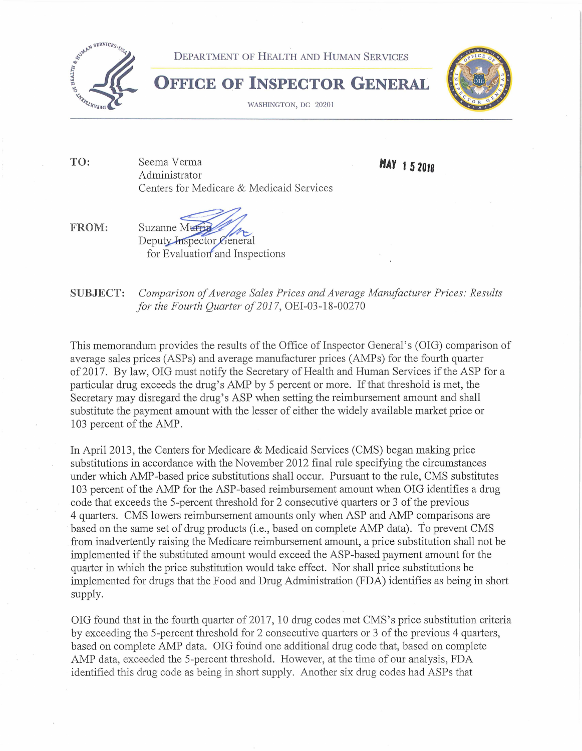DEPARTMENT OF HEALTH AND HUMAN SERVICES

# OFFICE OF INSPECTOR GENERAL

WASHINGTON, DC 20201

**TO:** Seema Verma
Administrator
Centers for Medicare & Medicaid Services

**MAY 15 2018**

**FROM:** Suzanne Murrin
Deputy Inspector General
for Evaluation and Inspections

**SUBJECT:** *Comparison of Average Sales Prices and Average Manufacturer Prices: Results for the Fourth Quarter of 2017*, OEI-03-18-00270

This memorandum provides the results of the Office of Inspector General's (OIG) comparison of average sales prices (ASPs) and average manufacturer prices (AMPs) for the fourth quarter of 2017. By law, OIG must notify the Secretary of Health and Human Services if the ASP for a particular drug exceeds the drug's AMP by 5 percent or more. If that threshold is met, the Secretary may disregard the drug's ASP when setting the reimbursement amount and shall substitute the payment amount with the lesser of either the widely available market price or 103 percent of the AMP.

In April 2013, the Centers for Medicare & Medicaid Services (CMS) began making price substitutions in accordance with the November 2012 final rule specifying the circumstances under which AMP-based price substitutions shall occur. Pursuant to the rule, CMS substitutes 103 percent of the AMP for the ASP-based reimbursement amount when OIG identifies a drug code that exceeds the 5-percent threshold for 2 consecutive quarters or 3 of the previous 4 quarters. CMS lowers reimbursement amounts only when ASP and AMP comparisons are based on the same set of drug products (i.e., based on complete AMP data). To prevent CMS from inadvertently raising the Medicare reimbursement amount, a price substitution shall not be implemented if the substituted amount would exceed the ASP-based payment amount for the quarter in which the price substitution would take effect. Nor shall price substitutions be implemented for drugs that the Food and Drug Administration (FDA) identifies as being in short supply.

OIG found that in the fourth quarter of 2017, 10 drug codes met CMS's price substitution criteria by exceeding the 5-percent threshold for 2 consecutive quarters or 3 of the previous 4 quarters, based on complete AMP data. OIG found one additional drug code that, based on complete AMP data, exceeded the 5-percent threshold. However, at the time of our analysis, FDA identified this drug code as being in short supply. Another six drug codes had ASPs that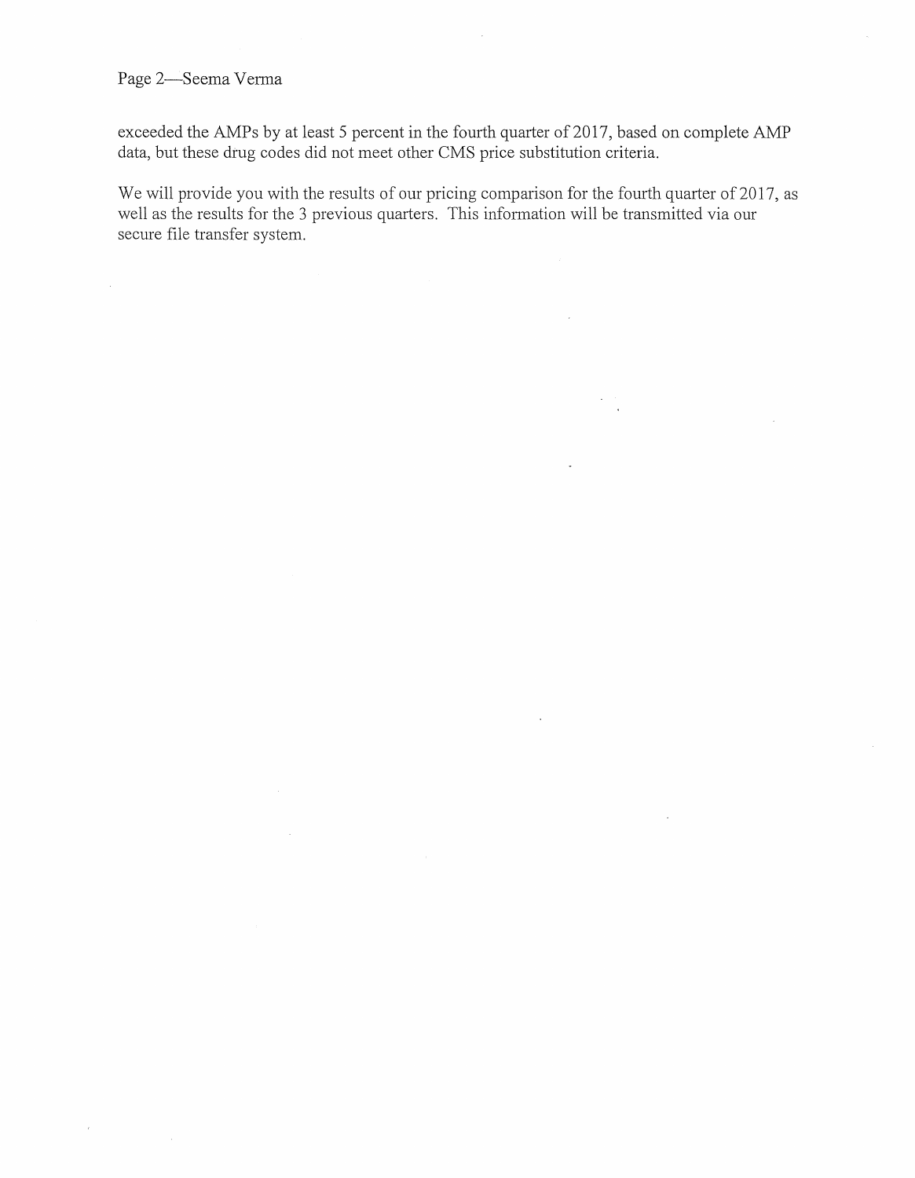exceeded the AMPs by at least 5 percent in the fourth quarter of 2017, based on complete AMP data, but these drug codes did not meet other CMS price substitution criteria.

We will provide you with the results of our pricing comparison for the fourth quarter of 2017, as well as the results for the 3 previous quarters. This information will be transmitted via our secure file transfer system.